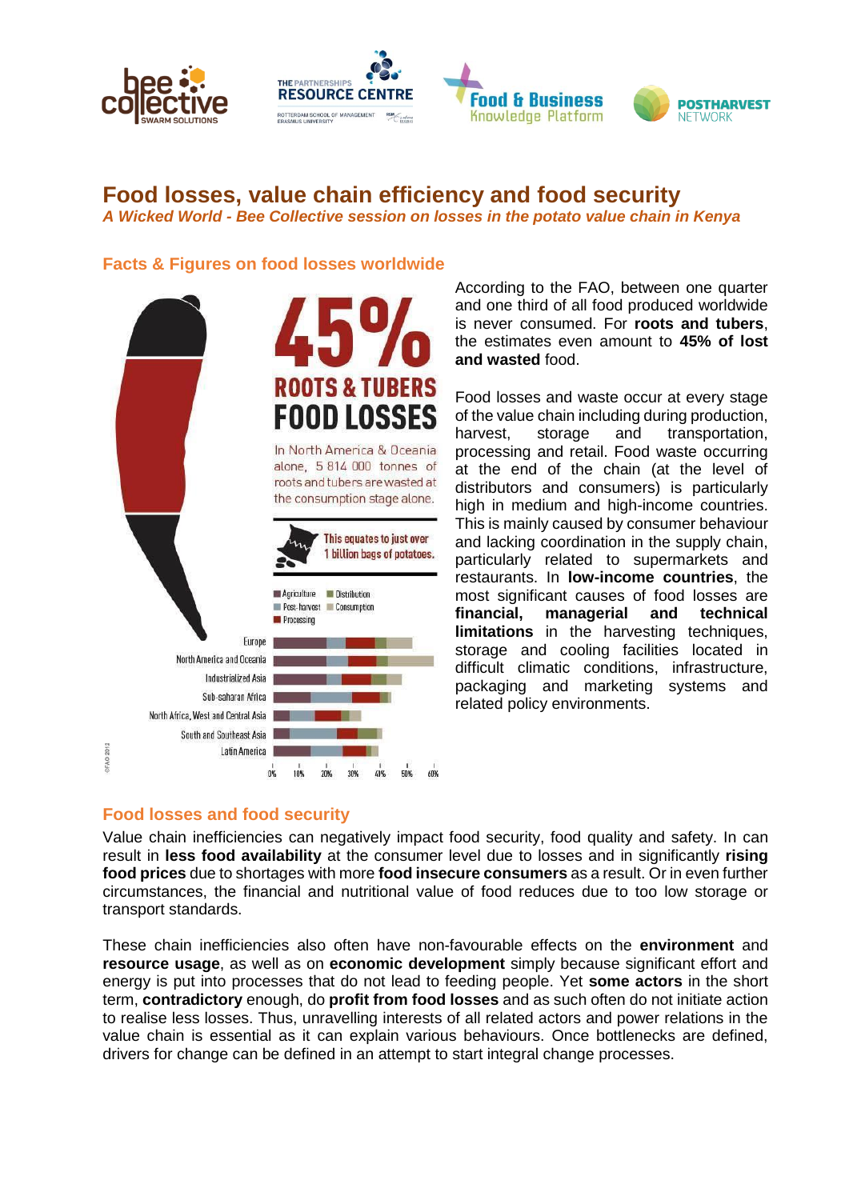# Food losses, value chain efficiency and food security

***A Wicked World - Bee Collective session on losses in the potato value chain in Kenya***

## Facts & Figures on food losses worldwide

**45%**

**ROOTS & TUBERS FOOD LOSSES**

In North America & Oceania alone, 5 814 000 tonnes of roots and tubers are wasted at the consumption stage alone.

This equates to just over 1 billion bags of potatoes.

According to the FAO, between one quarter and one third of all food produced worldwide is never consumed. For **roots and tubers**, the estimates even amount to **45% of lost and wasted** food.

Food losses and waste occur at every stage of the value chain including during production, harvest, storage and transportation, processing and retail. Food waste occurring at the end of the chain (at the level of distributors and consumers) is particularly high in medium and high-income countries. This is mainly caused by consumer behaviour and lacking coordination in the supply chain, particularly related to supermarkets and restaurants. In **low-income countries**, the most significant causes of food losses are **financial, managerial and technical limitations** in the harvesting techniques, storage and cooling facilities located in difficult climatic conditions, infrastructure, packaging and marketing systems and related policy environments.

## Food losses and food security

Value chain inefficiencies can negatively impact food security, food quality and safety. In can result in **less food availability** at the consumer level due to losses and in significantly **rising food prices** due to shortages with more **food insecure consumers** as a result. Or in even further circumstances, the financial and nutritional value of food reduces due to too low storage or transport standards.

These chain inefficiencies also often have non-favourable effects on the **environment** and **resource usage**, as well as on **economic development** simply because significant effort and energy is put into processes that do not lead to feeding people. Yet **some actors** in the short term, **contradictory** enough, do **profit from food losses** and as such often do not initiate action to realise less losses. Thus, unravelling interests of all related actors and power relations in the value chain is essential as it can explain various behaviours. Once bottlenecks are defined, drivers for change can be defined in an attempt to start integral change processes.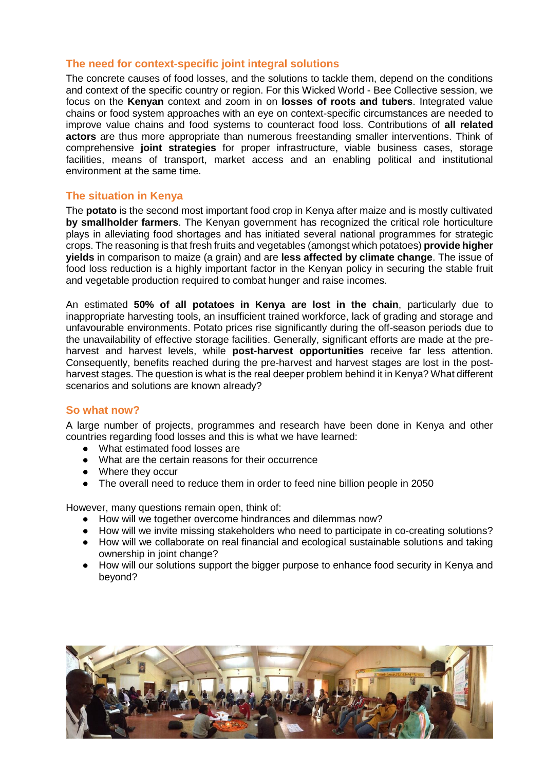## The need for context-specific joint integral solutions

The concrete causes of food losses, and the solutions to tackle them, depend on the conditions and context of the specific country or region. For this Wicked World - Bee Collective session, we focus on the **Kenyan** context and zoom in on **losses of roots and tubers**. Integrated value chains or food system approaches with an eye on context-specific circumstances are needed to improve value chains and food systems to counteract food loss. Contributions of **all related actors** are thus more appropriate than numerous freestanding smaller interventions. Think of comprehensive **joint strategies** for proper infrastructure, viable business cases, storage facilities, means of transport, market access and an enabling political and institutional environment at the same time.

## The situation in Kenya

The **potato** is the second most important food crop in Kenya after maize and is mostly cultivated **by smallholder farmers**. The Kenyan government has recognized the critical role horticulture plays in alleviating food shortages and has initiated several national programmes for strategic crops. The reasoning is that fresh fruits and vegetables (amongst which potatoes) **provide higher yields** in comparison to maize (a grain) and are **less affected by climate change**. The issue of food loss reduction is a highly important factor in the Kenyan policy in securing the stable fruit and vegetable production required to combat hunger and raise incomes.

An estimated **50% of all potatoes in Kenya are lost in the chain**, particularly due to inappropriate harvesting tools, an insufficient trained workforce, lack of grading and storage and unfavourable environments. Potato prices rise significantly during the off-season periods due to the unavailability of effective storage facilities. Generally, significant efforts are made at the pre-harvest and harvest levels, while **post-harvest opportunities** receive far less attention. Consequently, benefits reached during the pre-harvest and harvest stages are lost in the post-harvest stages. The question is what is the real deeper problem behind it in Kenya? What different scenarios and solutions are known already?

## So what now?

A large number of projects, programmes and research have been done in Kenya and other countries regarding food losses and this is what we have learned:

- What estimated food losses are
- What are the certain reasons for their occurrence
- Where they occur
- The overall need to reduce them in order to feed nine billion people in 2050

However, many questions remain open, think of:

- How will we together overcome hindrances and dilemmas now?
- How will we invite missing stakeholders who need to participate in co-creating solutions?
- How will we collaborate on real financial and ecological sustainable solutions and taking ownership in joint change?
- How will our solutions support the bigger purpose to enhance food security in Kenya and beyond?